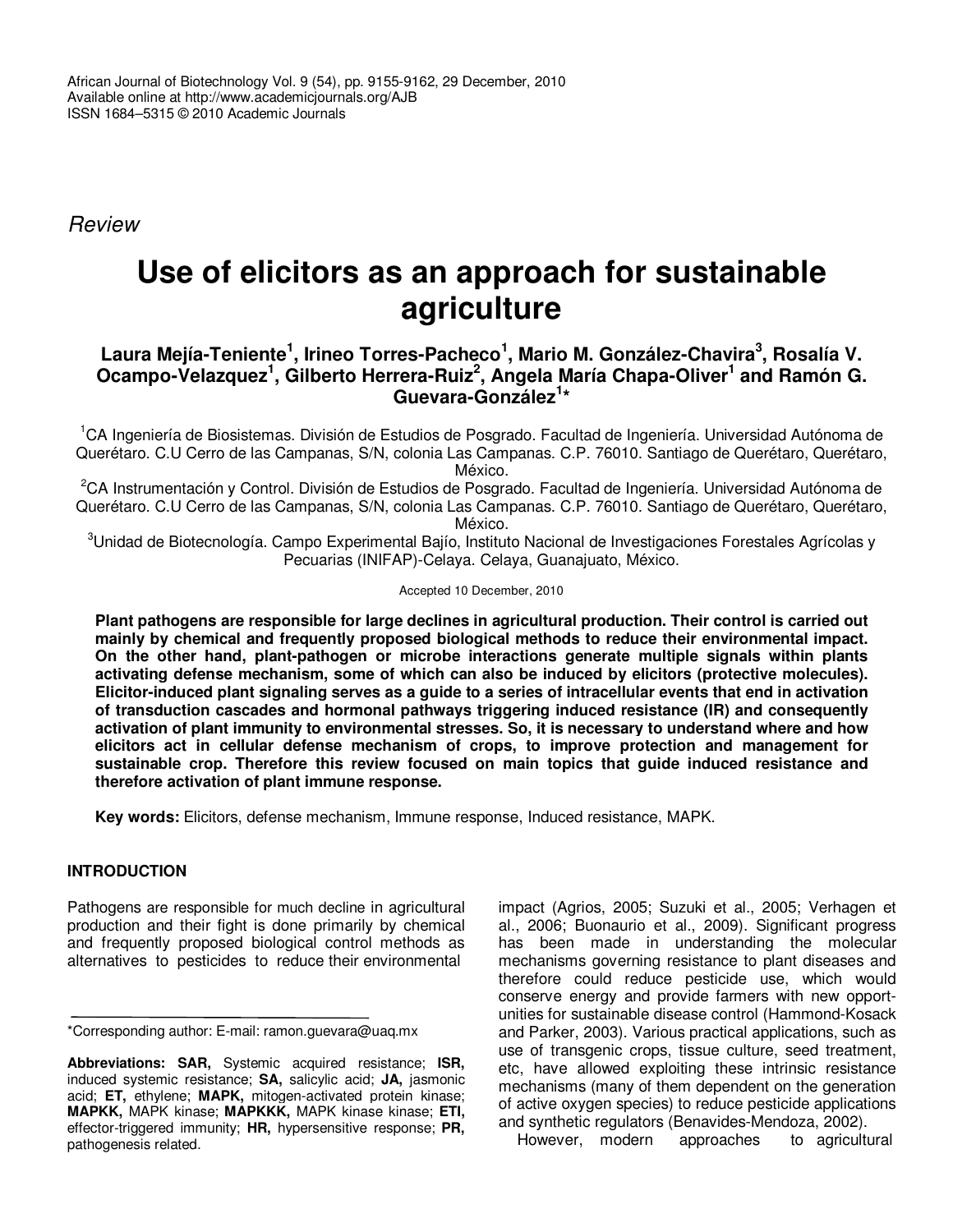*Review*

# Use of elicitors as an approach for sustainable agriculture

**Laura Mejía-Teniente[1], Irineo Torres-Pacheco[1], Mario M. González-Chavira[3], Rosalía V. Ocampo-Velazquez[1], Gilberto Herrera-Ruiz[2], Angela María Chapa-Oliver[1] and Ramón G. Guevara-González[1]***

[1]CA Ingeniería de Biosistemas. División de Estudios de Posgrado. Facultad de Ingeniería. Universidad Autónoma de Querétaro. C.U Cerro de las Campanas, S/N, colonia Las Campanas. C.P. 76010. Santiago de Querétaro, Querétaro, México.

[2]CA Instrumentación y Control. División de Estudios de Posgrado. Facultad de Ingeniería. Universidad Autónoma de Querétaro. C.U Cerro de las Campanas, S/N, colonia Las Campanas. C.P. 76010. Santiago de Querétaro, Querétaro, México.

[3]Unidad de Biotecnología. Campo Experimental Bajío, Instituto Nacional de Investigaciones Forestales Agrícolas y Pecuarias (INIFAP)-Celaya. Celaya, Guanajuato, México.

Accepted 10 December, 2010

**Plant pathogens are responsible for large declines in agricultural production. Their control is carried out mainly by chemical and frequently proposed biological methods to reduce their environmental impact. On the other hand, plant-pathogen or microbe interactions generate multiple signals within plants activating defense mechanism, some of which can also be induced by elicitors (protective molecules). Elicitor-induced plant signaling serves as a guide to a series of intracellular events that end in activation of transduction cascades and hormonal pathways triggering induced resistance (IR) and consequently activation of plant immunity to environmental stresses. So, it is necessary to understand where and how elicitors act in cellular defense mechanism of crops, to improve protection and management for sustainable crop. Therefore this review focused on main topics that guide induced resistance and therefore activation of plant immune response.**

**Key words:** Elicitors, defense mechanism, Immune response, Induced resistance, MAPK.

## INTRODUCTION

Pathogens are responsible for much decline in agricultural production and their fight is done primarily by chemical and frequently proposed biological control methods as alternatives to pesticides to reduce their environmental impact (Agrios, 2005; Suzuki et al., 2005; Verhagen et al., 2006; Buonaurio et al., 2009). Significant progress has been made in understanding the molecular mechanisms governing resistance to plant diseases and therefore could reduce pesticide use, which would conserve energy and provide farmers with new opportunities for sustainable disease control (Hammond-Kosack and Parker, 2003). Various practical applications, such as use of transgenic crops, tissue culture, seed treatment, etc, have allowed exploiting these intrinsic resistance mechanisms (many of them dependent on the generation of active oxygen species) to reduce pesticide applications and synthetic regulators (Benavides-Mendoza, 2002).

However, modern approaches to agricultural

*Corresponding author: E-mail: ramon.guevara@uaq.mx

**Abbreviations: SAR,** Systemic acquired resistance; **ISR,** induced systemic resistance; **SA,** salicylic acid; **JA,** jasmonic acid; **ET,** ethylene; **MAPK,** mitogen-activated protein kinase; **MAPKK,** MAPK kinase; **MAPKKK,** MAPK kinase kinase; **ETI,** effector-triggered immunity; **HR,** hypersensitive response; **PR,** pathogenesis related.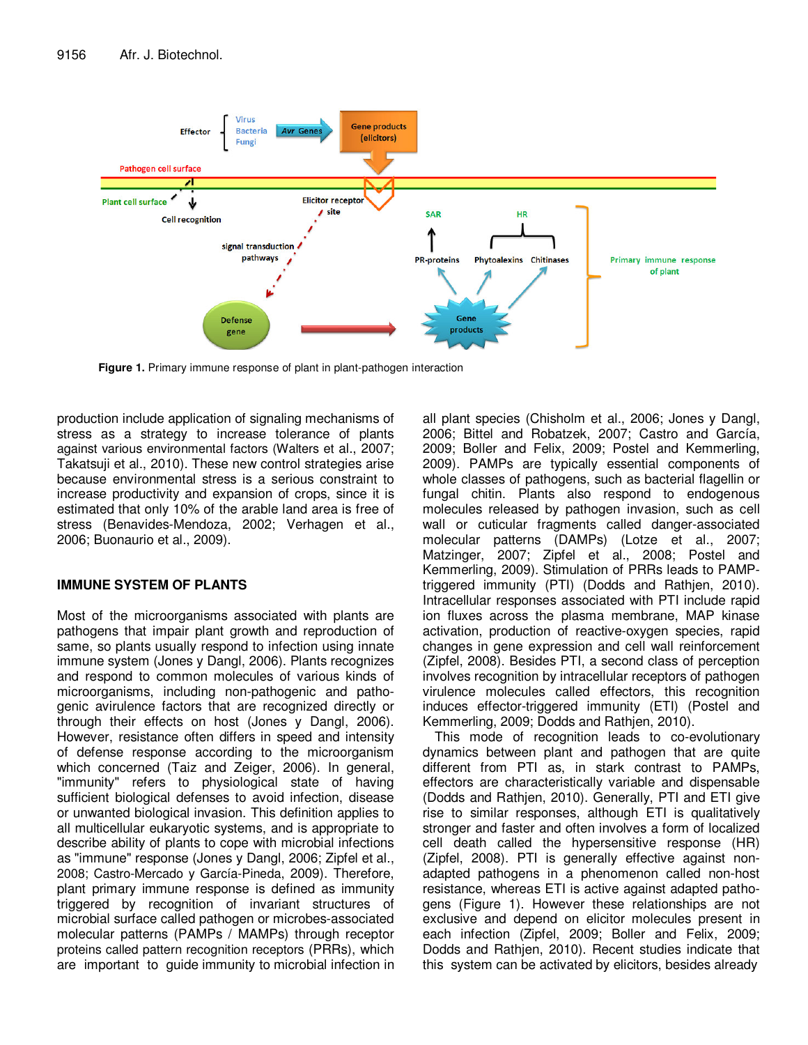Figure 1. Primary immune response of plant in plant-pathogen interaction

production include application of signaling mechanisms of stress as a strategy to increase tolerance of plants against various environmental factors (Walters et al., 2007; Takatsuji et al., 2010). These new control strategies arise because environmental stress is a serious constraint to increase productivity and expansion of crops, since it is estimated that only 10% of the arable land area is free of stress (Benavides-Mendoza, 2002; Verhagen et al., 2006; Buonaurio et al., 2009).

## IMMUNE SYSTEM OF PLANTS

Most of the microorganisms associated with plants are pathogens that impair plant growth and reproduction of same, so plants usually respond to infection using innate immune system (Jones y Dangl, 2006). Plants recognizes and respond to common molecules of various kinds of microorganisms, including non-pathogenic and pathogenic avirulence factors that are recognized directly or through their effects on host (Jones y Dangl, 2006). However, resistance often differs in speed and intensity of defense response according to the microorganism which concerned (Taiz and Zeiger, 2006). In general, "immunity" refers to physiological state of having sufficient biological defenses to avoid infection, disease or unwanted biological invasion. This definition applies to all multicellular eukaryotic systems, and is appropriate to describe ability of plants to cope with microbial infections as "immune" response (Jones y Dangl, 2006; Zipfel et al., 2008; Castro-Mercado y García-Pineda, 2009). Therefore, plant primary immune response is defined as immunity triggered by recognition of invariant structures of microbial surface called pathogen or microbes-associated molecular patterns (PAMPs / MAMPs) through receptor proteins called pattern recognition receptors (PRRs), which are important to guide immunity to microbial infection in all plant species (Chisholm et al., 2006; Jones y Dangl, 2006; Bittel and Robatzek, 2007; Castro and García, 2009; Boller and Felix, 2009; Postel and Kemmerling, 2009). PAMPs are typically essential components of whole classes of pathogens, such as bacterial flagellin or fungal chitin. Plants also respond to endogenous molecules released by pathogen invasion, such as cell wall or cuticular fragments called danger-associated molecular patterns (DAMPs) (Lotze et al., 2007; Matzinger, 2007; Zipfel et al., 2008; Postel and Kemmerling, 2009). Stimulation of PRRs leads to PAMP-triggered immunity (PTI) (Dodds and Rathjen, 2010). Intracellular responses associated with PTI include rapid ion fluxes across the plasma membrane, MAP kinase activation, production of reactive-oxygen species, rapid changes in gene expression and cell wall reinforcement (Zipfel, 2008). Besides PTI, a second class of perception involves recognition by intracellular receptors of pathogen virulence molecules called effectors, this recognition induces effector-triggered immunity (ETI) (Postel and Kemmerling, 2009; Dodds and Rathjen, 2010).

This mode of recognition leads to co-evolutionary dynamics between plant and pathogen that are quite different from PTI as, in stark contrast to PAMPs, effectors are characteristically variable and dispensable (Dodds and Rathjen, 2010). Generally, PTI and ETI give rise to similar responses, although ETI is qualitatively stronger and faster and often involves a form of localized cell death called the hypersensitive response (HR) (Zipfel, 2008). PTI is generally effective against non-adapted pathogens in a phenomenon called non-host resistance, whereas ETI is active against adapted pathogens (Figure 1). However these relationships are not exclusive and depend on elicitor molecules present in each infection (Zipfel, 2009; Boller and Felix, 2009; Dodds and Rathjen, 2010). Recent studies indicate that this system can be activated by elicitors, besides already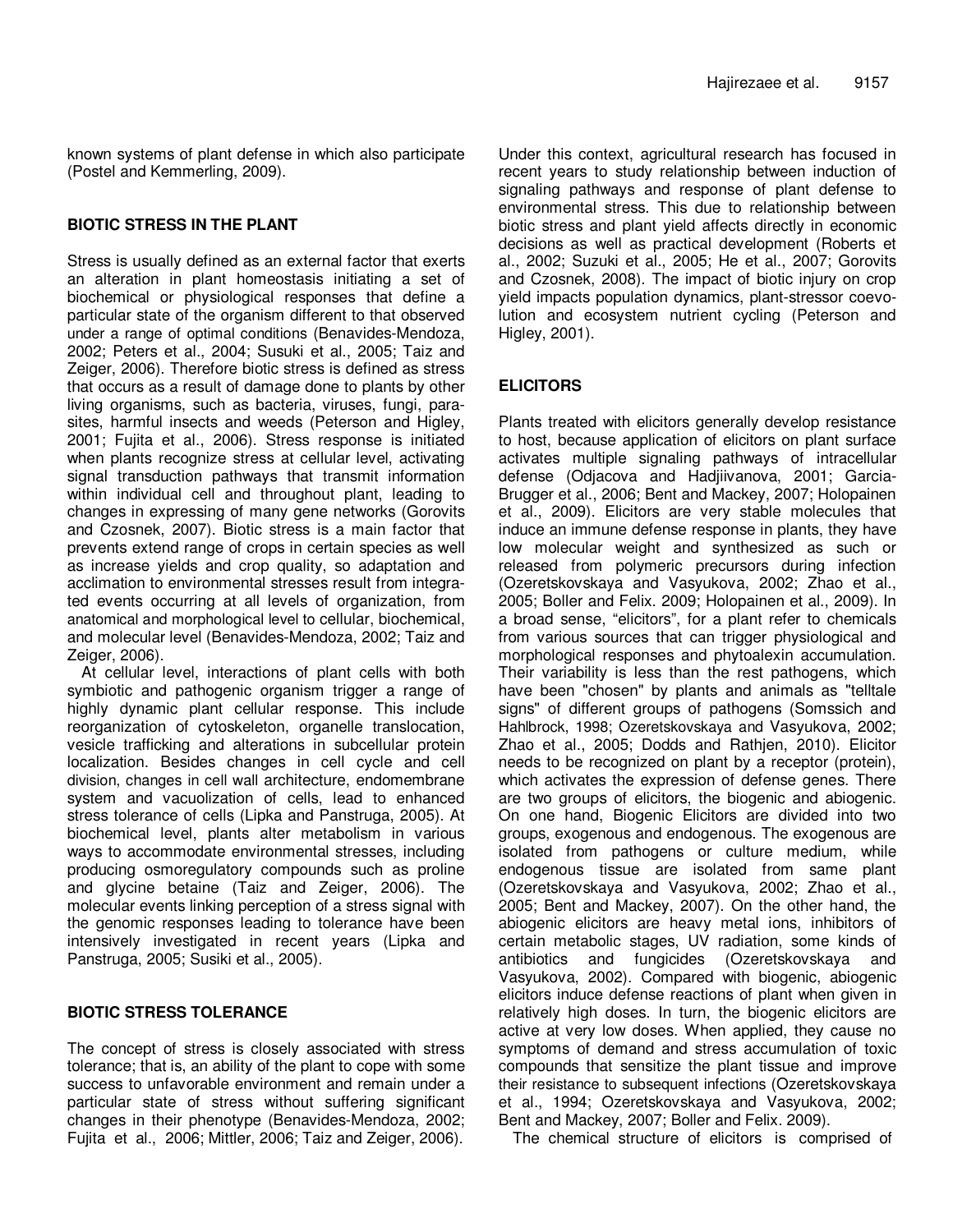known systems of plant defense in which also participate (Postel and Kemmerling, 2009).

## BIOTIC STRESS IN THE PLANT

Stress is usually defined as an external factor that exerts an alteration in plant homeostasis initiating a set of biochemical or physiological responses that define a particular state of the organism different to that observed under a range of optimal conditions (Benavides-Mendoza, 2002; Peters et al., 2004; Susuki et al., 2005; Taiz and Zeiger, 2006). Therefore biotic stress is defined as stress that occurs as a result of damage done to plants by other living organisms, such as bacteria, viruses, fungi, parasites, harmful insects and weeds (Peterson and Higley, 2001; Fujita et al., 2006). Stress response is initiated when plants recognize stress at cellular level, activating signal transduction pathways that transmit information within individual cell and throughout plant, leading to changes in expressing of many gene networks (Gorovits and Czosnek, 2007). Biotic stress is a main factor that prevents extend range of crops in certain species as well as increase yields and crop quality, so adaptation and acclimation to environmental stresses result from integrated events occurring at all levels of organization, from anatomical and morphological level to cellular, biochemical, and molecular level (Benavides-Mendoza, 2002; Taiz and Zeiger, 2006).

At cellular level, interactions of plant cells with both symbiotic and pathogenic organism trigger a range of highly dynamic plant cellular response. This include reorganization of cytoskeleton, organelle translocation, vesicle trafficking and alterations in subcellular protein localization. Besides changes in cell cycle and cell division, changes in cell wall architecture, endomembrane system and vacuolization of cells, lead to enhanced stress tolerance of cells (Lipka and Panstruga, 2005). At biochemical level, plants alter metabolism in various ways to accommodate environmental stresses, including producing osmoregulatory compounds such as proline and glycine betaine (Taiz and Zeiger, 2006). The molecular events linking perception of a stress signal with the genomic responses leading to tolerance have been intensively investigated in recent years (Lipka and Panstruga, 2005; Susiki et al., 2005).

## BIOTIC STRESS TOLERANCE

The concept of stress is closely associated with stress tolerance; that is, an ability of the plant to cope with some success to unfavorable environment and remain under a particular state of stress without suffering significant changes in their phenotype (Benavides-Mendoza, 2002; Fujita et al., 2006; Mittler, 2006; Taiz and Zeiger, 2006). Under this context, agricultural research has focused in recent years to study relationship between induction of signaling pathways and response of plant defense to environmental stress. This due to relationship between biotic stress and plant yield affects directly in economic decisions as well as practical development (Roberts et al., 2002; Suzuki et al., 2005; He et al., 2007; Gorovits and Czosnek, 2008). The impact of biotic injury on crop yield impacts population dynamics, plant-stressor coevolution and ecosystem nutrient cycling (Peterson and Higley, 2001).

## ELICITORS

Plants treated with elicitors generally develop resistance to host, because application of elicitors on plant surface activates multiple signaling pathways of intracellular defense (Odjacova and Hadjiivanova, 2001; Garcia-Brugger et al., 2006; Bent and Mackey, 2007; Holopainen et al., 2009). Elicitors are very stable molecules that induce an immune defense response in plants, they have low molecular weight and synthesized as such or released from polymeric precursors during infection (Ozeretskovskaya and Vasyukova, 2002; Zhao et al., 2005; Boller and Felix. 2009; Holopainen et al., 2009). In a broad sense, "elicitors", for a plant refer to chemicals from various sources that can trigger physiological and morphological responses and phytoalexin accumulation. Their variability is less than the rest pathogens, which have been "chosen" by plants and animals as "telltale signs" of different groups of pathogens (Somssich and Hahlbrock, 1998; Ozeretskovskaya and Vasyukova, 2002; Zhao et al., 2005; Dodds and Rathjen, 2010). Elicitor needs to be recognized on plant by a receptor (protein), which activates the expression of defense genes. There are two groups of elicitors, the biogenic and abiogenic. On one hand, Biogenic Elicitors are divided into two groups, exogenous and endogenous. The exogenous are isolated from pathogens or culture medium, while endogenous tissue are isolated from same plant (Ozeretskovskaya and Vasyukova, 2002; Zhao et al., 2005; Bent and Mackey, 2007). On the other hand, the abiogenic elicitors are heavy metal ions, inhibitors of certain metabolic stages, UV radiation, some kinds of antibiotics and fungicides (Ozeretskovskaya and Vasyukova, 2002). Compared with biogenic, abiogenic elicitors induce defense reactions of plant when given in relatively high doses. In turn, the biogenic elicitors are active at very low doses. When applied, they cause no symptoms of demand and stress accumulation of toxic compounds that sensitize the plant tissue and improve their resistance to subsequent infections (Ozeretskovskaya et al., 1994; Ozeretskovskaya and Vasyukova, 2002; Bent and Mackey, 2007; Boller and Felix. 2009).

The chemical structure of elicitors is comprised of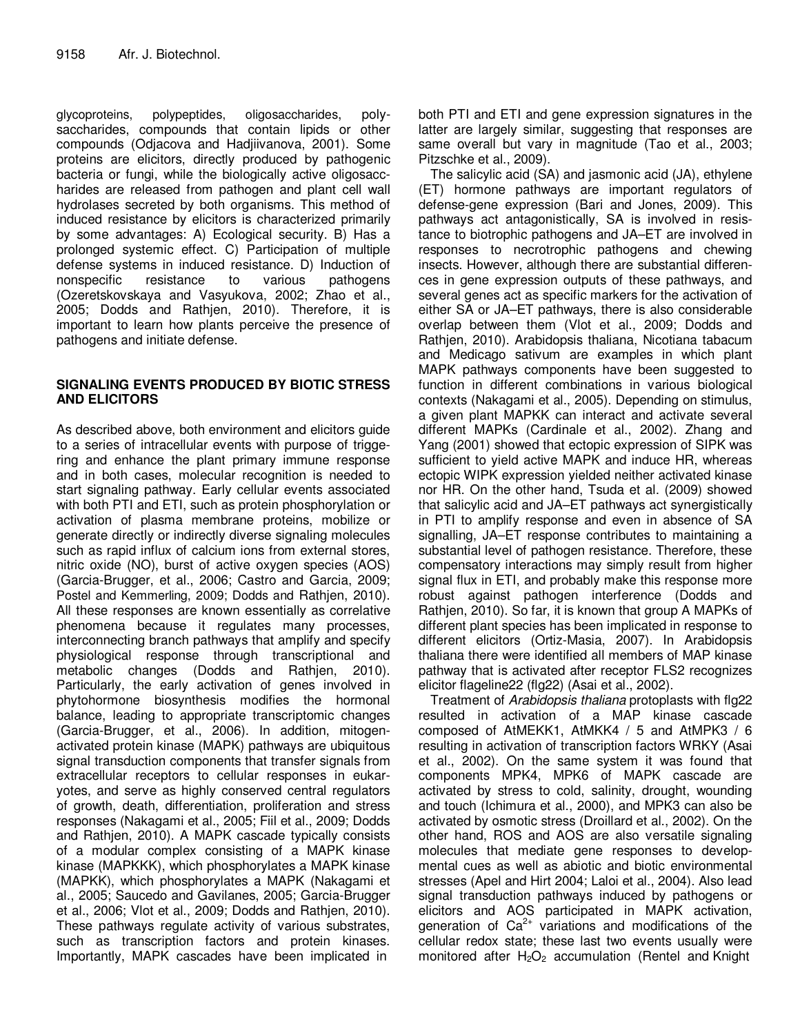glycoproteins, polypeptides, oligosaccharides, polysaccharides, compounds that contain lipids or other compounds (Odjacova and Hadjiivanova, 2001). Some proteins are elicitors, directly produced by pathogenic bacteria or fungi, while the biologically active oligosaccharides are released from pathogen and plant cell wall hydrolases secreted by both organisms. This method of induced resistance by elicitors is characterized primarily by some advantages: A) Ecological security. B) Has a prolonged systemic effect. C) Participation of multiple defense systems in induced resistance. D) Induction of nonspecific resistance to various pathogens (Ozeretskovskaya and Vasyukova, 2002; Zhao et al., 2005; Dodds and Rathjen, 2010). Therefore, it is important to learn how plants perceive the presence of pathogens and initiate defense.

## SIGNALING EVENTS PRODUCED BY BIOTIC STRESS AND ELICITORS

As described above, both environment and elicitors guide to a series of intracellular events with purpose of triggering and enhance the plant primary immune response and in both cases, molecular recognition is needed to start signaling pathway. Early cellular events associated with both PTI and ETI, such as protein phosphorylation or activation of plasma membrane proteins, mobilize or generate directly or indirectly diverse signaling molecules such as rapid influx of calcium ions from external stores, nitric oxide (NO), burst of active oxygen species (AOS) (Garcia-Brugger, et al., 2006; Castro and Garcia, 2009; Postel and Kemmerling, 2009; Dodds and Rathjen, 2010). All these responses are known essentially as correlative phenomena because it regulates many processes, interconnecting branch pathways that amplify and specify physiological response through transcriptional and metabolic changes (Dodds and Rathjen, 2010). Particularly, the early activation of genes involved in phytohormone biosynthesis modifies the hormonal balance, leading to appropriate transcriptomic changes (Garcia-Brugger, et al., 2006). In addition, mitogen-activated protein kinase (MAPK) pathways are ubiquitous signal transduction components that transfer signals from extracellular receptors to cellular responses in eukaryotes, and serve as highly conserved central regulators of growth, death, differentiation, proliferation and stress responses (Nakagami et al., 2005; Fiil et al., 2009; Dodds and Rathjen, 2010). A MAPK cascade typically consists of a modular complex consisting of a MAPK kinase kinase (MAPKKK), which phosphorylates a MAPK kinase (MAPKK), which phosphorylates a MAPK (Nakagami et al., 2005; Saucedo and Gavilanes, 2005; Garcia-Brugger et al., 2006; Vlot et al., 2009; Dodds and Rathjen, 2010). These pathways regulate activity of various substrates, such as transcription factors and protein kinases. Importantly, MAPK cascades have been implicated in both PTI and ETI and gene expression signatures in the latter are largely similar, suggesting that responses are same overall but vary in magnitude (Tao et al., 2003; Pitzschke et al., 2009).

The salicylic acid (SA) and jasmonic acid (JA), ethylene (ET) hormone pathways are important regulators of defense-gene expression (Bari and Jones, 2009). This pathways act antagonistically, SA is involved in resistance to biotrophic pathogens and JA–ET are involved in responses to necrotrophic pathogens and chewing insects. However, although there are substantial differences in gene expression outputs of these pathways, and several genes act as specific markers for the activation of either SA or JA–ET pathways, there is also considerable overlap between them (Vlot et al., 2009; Dodds and Rathjen, 2010). Arabidopsis thaliana, Nicotiana tabacum and Medicago sativum are examples in which plant MAPK pathways components have been suggested to function in different combinations in various biological contexts (Nakagami et al., 2005). Depending on stimulus, a given plant MAPKK can interact and activate several different MAPKs (Cardinale et al., 2002). Zhang and Yang (2001) showed that ectopic expression of SIPK was sufficient to yield active MAPK and induce HR, whereas ectopic WIPK expression yielded neither activated kinase nor HR. On the other hand, Tsuda et al. (2009) showed that salicylic acid and JA–ET pathways act synergistically in PTI to amplify response and even in absence of SA signalling, JA–ET response contributes to maintaining a substantial level of pathogen resistance. Therefore, these compensatory interactions may simply result from higher signal flux in ETI, and probably make this response more robust against pathogen interference (Dodds and Rathjen, 2010). So far, it is known that group A MAPKs of different plant species has been implicated in response to different elicitors (Ortiz-Masia, 2007). In Arabidopsis thaliana there were identified all members of MAP kinase pathway that is activated after receptor FLS2 recognizes elicitor flageline22 (flg22) (Asai et al., 2002).

Treatment of *Arabidopsis thaliana* protoplasts with flg22 resulted in activation of a MAP kinase cascade composed of AtMEKK1, AtMKK4 / 5 and AtMPK3 / 6 resulting in activation of transcription factors WRKY (Asai et al., 2002). On the same system it was found that components MPK4, MPK6 of MAPK cascade are activated by stress to cold, salinity, drought, wounding and touch (Ichimura et al., 2000), and MPK3 can also be activated by osmotic stress (Droillard et al., 2002). On the other hand, ROS and AOS are also versatile signaling molecules that mediate gene responses to developmental cues as well as abiotic and biotic environmental stresses (Apel and Hirt 2004; Laloi et al., 2004). Also lead signal transduction pathways induced by pathogens or elicitors and AOS participated in MAPK activation, generation of $Ca^{2+}$ variations and modifications of the cellular redox state; these last two events usually were monitored after $H_2O_2$ accumulation (Rentel and Knight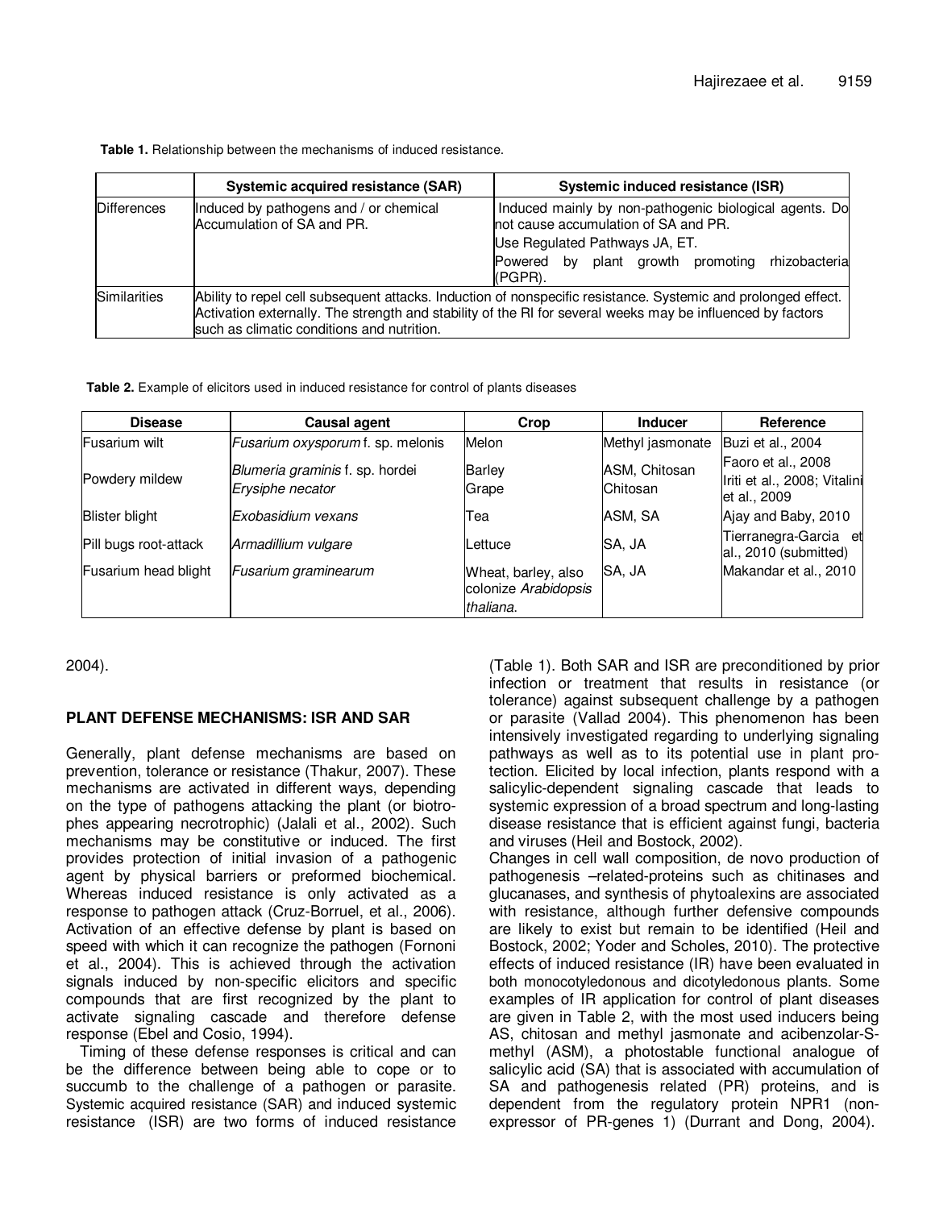**Table 1.** Relationship between the mechanisms of induced resistance.

| | Systemic acquired resistance (SAR) | Systemic induced resistance (ISR) |
|---|---|---|
| Differences | Induced by pathogens and / or chemical Accumulation of SA and PR. | Induced mainly by non-pathogenic biological agents. Do not cause accumulation of SA and PR. Use Regulated Pathways JA, ET. Powered by plant growth promoting rhizobacteria (PGPR). |
| Similarities | Ability to repel cell subsequent attacks. Induction of nonspecific resistance. Systemic and prolonged effect. Activation externally. The strength and stability of the RI for several weeks may be influenced by factors such as climatic conditions and nutrition. | |

**Table 2.** Example of elicitors used in induced resistance for control of plants diseases

| Disease | Causal agent | Crop | Inducer | Reference |
|---|---|---|---|---|
| Fusarium wilt | *Fusarium oxysporum* f. sp. melonis | Melon | Methyl jasmonate | Buzi et al., 2004 |
| Powdery mildew | *Blumeria graminis* f. sp. hordei<br>*Erysiphe necator* | Barley<br>Grape | ASM, Chitosan<br>Chitosan | Faoro et al., 2008<br>Iriti et al., 2008; Vitalini et al., 2009 |
| Blister blight | *Exobasidium vexans* | Tea | ASM, SA | Ajay and Baby, 2010 |
| Pill bugs root-attack | *Armadillium vulgare* | Lettuce | SA, JA | Tierranegra-Garcia et al., 2010 (submitted) |
| Fusarium head blight | *Fusarium graminearum* | Wheat, barley, also colonize *Arabidopsis thaliana*. | SA, JA | Makandar et al., 2010 |

2004).

## PLANT DEFENSE MECHANISMS: ISR AND SAR

Generally, plant defense mechanisms are based on prevention, tolerance or resistance (Thakur, 2007). These mechanisms are activated in different ways, depending on the type of pathogens attacking the plant (or biotrophes appearing necrotrophic) (Jalali et al., 2002). Such mechanisms may be constitutive or induced. The first provides protection of initial invasion of a pathogenic agent by physical barriers or preformed biochemical. Whereas induced resistance is only activated as a response to pathogen attack (Cruz-Borruel, et al., 2006). Activation of an effective defense by plant is based on speed with which it can recognize the pathogen (Fornoni et al., 2004). This is achieved through the activation signals induced by non-specific elicitors and specific compounds that are first recognized by the plant to activate signaling cascade and therefore defense response (Ebel and Cosio, 1994).

Timing of these defense responses is critical and can be the difference between being able to cope or to succumb to the challenge of a pathogen or parasite. Systemic acquired resistance (SAR) and induced systemic resistance (ISR) are two forms of induced resistance (Table 1). Both SAR and ISR are preconditioned by prior infection or treatment that results in resistance (or tolerance) against subsequent challenge by a pathogen or parasite (Vallad 2004). This phenomenon has been intensively investigated regarding to underlying signaling pathways as well as to its potential use in plant protection. Elicited by local infection, plants respond with a salicylic-dependent signaling cascade that leads to systemic expression of a broad spectrum and long-lasting disease resistance that is efficient against fungi, bacteria and viruses (Heil and Bostock, 2002).

Changes in cell wall composition, de novo production of pathogenesis –related-proteins such as chitinases and glucanases, and synthesis of phytoalexins are associated with resistance, although further defensive compounds are likely to exist but remain to be identified (Heil and Bostock, 2002; Yoder and Scholes, 2010). The protective effects of induced resistance (IR) have been evaluated in both monocotyledonous and dicotyledonous plants. Some examples of IR application for control of plant diseases are given in Table 2, with the most used inducers being AS, chitosan and methyl jasmonate and acibenzolar-S-methyl (ASM), a photostable functional analogue of salicylic acid (SA) that is associated with accumulation of SA and pathogenesis related (PR) proteins, and is dependent from the regulatory protein NPR1 (non-expressor of PR-genes 1) (Durrant and Dong, 2004).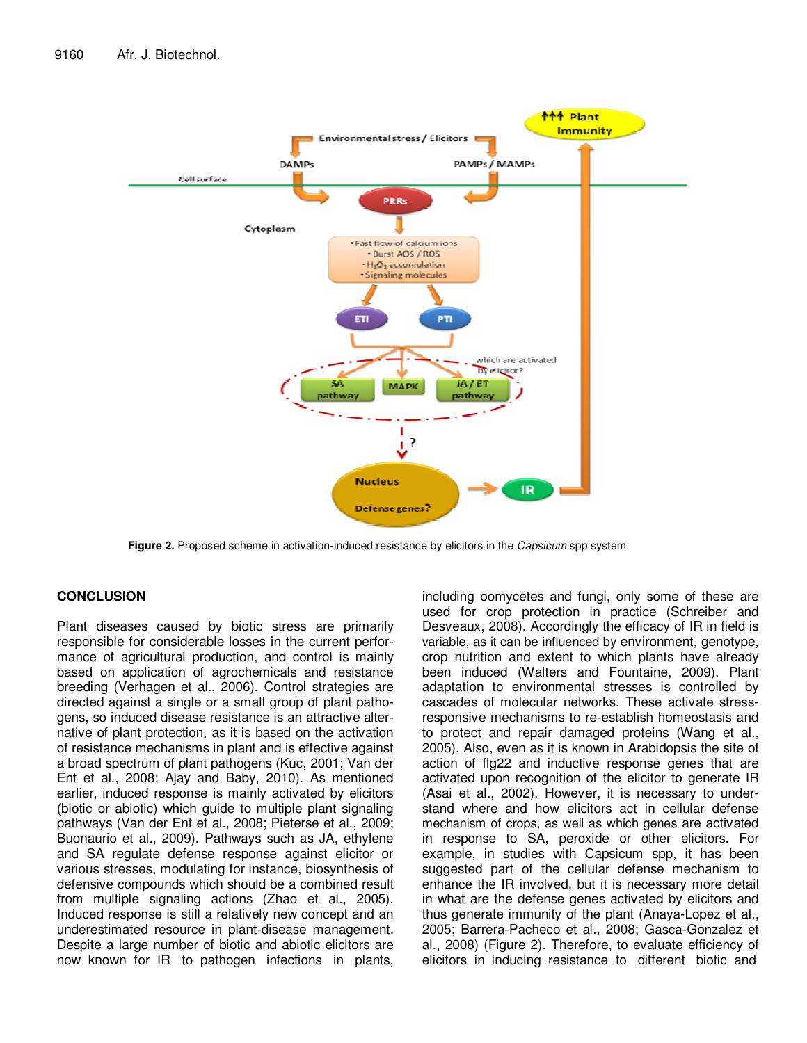Figure 2. Proposed scheme in activation-induced resistance by elicitors in the *Capsicum* spp system.

## CONCLUSION

Plant diseases caused by biotic stress are primarily responsible for considerable losses in the current performance of agricultural production, and control is mainly based on application of agrochemicals and resistance breeding (Verhagen et al., 2006). Control strategies are directed against a single or a small group of plant pathogens, so induced disease resistance is an attractive alternative of plant protection, as it is based on the activation of resistance mechanisms in plant and is effective against a broad spectrum of plant pathogens (Kuc, 2001; Van der Ent et al., 2008; Ajay and Baby, 2010). As mentioned earlier, induced response is mainly activated by elicitors (biotic or abiotic) which guide to multiple plant signaling pathways (Van der Ent et al., 2008; Pieterse et al., 2009; Buonaurio et al., 2009). Pathways such as JA, ethylene and SA regulate defense response against elicitor or various stresses, modulating for instance, biosynthesis of defensive compounds which should be a combined result from multiple signaling actions (Zhao et al., 2005). Induced response is still a relatively new concept and an underestimated resource in plant-disease management. Despite a large number of biotic and abiotic elicitors are now known for IR to pathogen infections in plants, including oomycetes and fungi, only some of these are used for crop protection in practice (Schreiber and Desveaux, 2008). Accordingly the efficacy of IR in field is variable, as it can be influenced by environment, genotype, crop nutrition and extent to which plants have already been induced (Walters and Fountaine, 2009). Plant adaptation to environmental stresses is controlled by cascades of molecular networks. These activate stress-responsive mechanisms to re-establish homeostasis and to protect and repair damaged proteins (Wang et al., 2005). Also, even as it is known in Arabidopsis the site of action of flg22 and inductive response genes that are activated upon recognition of the elicitor to generate IR (Asai et al., 2002). However, it is necessary to understand where and how elicitors act in cellular defense mechanism of crops, as well as which genes are activated in response to SA, peroxide or other elicitors. For example, in studies with Capsicum spp, it has been suggested part of the cellular defense mechanism to enhance the IR involved, but it is necessary more detail in what are the defense genes activated by elicitors and thus generate immunity of the plant (Anaya-Lopez et al., 2005; Barrera-Pacheco et al., 2008; Gasca-Gonzalez et al., 2008) (Figure 2). Therefore, to evaluate efficiency of elicitors in inducing resistance to different biotic and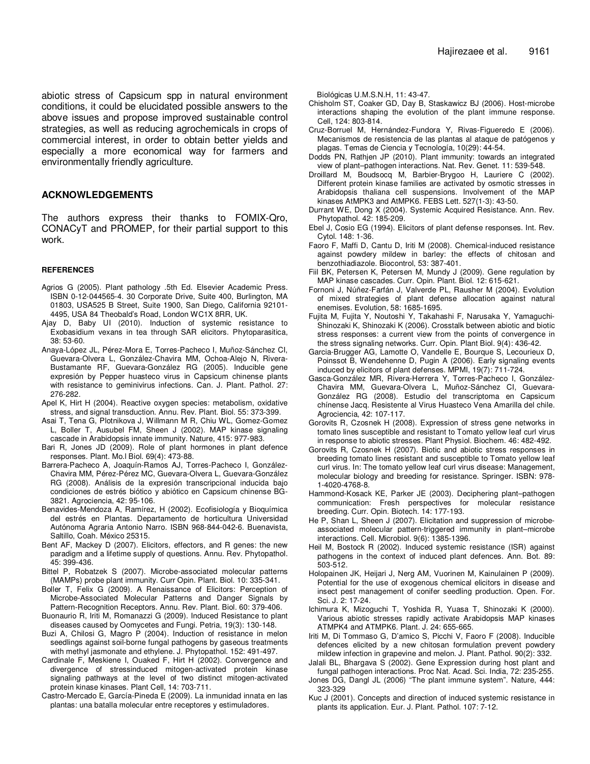abiotic stress of Capsicum spp in natural environment conditions, it could be elucidated possible answers to the above issues and propose improved sustainable control strategies, as well as reducing agrochemicals in crops of commercial interest, in order to obtain better yields and especially a more economical way for farmers and environmentally friendly agriculture.

## ACKNOWLEDGEMENTS

The authors express their thanks to FOMIX-Qro, CONACyT and PROMEP, for their partial support to this work.

### REFERENCES

Agrios G (2005). Plant pathology .5th Ed. Elsevier Academic Press. ISBN 0-12-044565-4. 30 Corporate Drive, Suite 400, Burlington, MA 01803, USA525 B Street, Suite 1900, San Diego, California 92101-4495, USA 84 Theobald's Road, London WC1X 8RR, UK.

Ajay D, Baby UI (2010). Induction of systemic resistance to Exobasidium vexans in tea through SAR elicitors. Phytoparasitica, 38: 53-60.

Anaya-López JL, Pérez-Mora E, Torres-Pacheco I, Muñoz-Sánchez CI, Guevara-Olvera L, González-Chavira MM, Ochoa-Alejo N, Rivera-Bustamante RF, Guevara-González RG (2005). Inducible gene expresión by Pepper huasteco virus in Capsicum chinense plants with resistance to geminivirus infections. Can. J. Plant. Pathol. 27: 276-282.

Apel K, Hirt H (2004). Reactive oxygen species: metabolism, oxidative stress, and signal transduction. Annu. Rev. Plant. Biol. 55: 373-399.

Asai T, Tena G, Plotnikova J, Willmann M R, Chiu WL, Gomez-Gomez L, Boller T, Ausubel FM, Sheen J (2002). MAP kinase signaling cascade in Arabidopsis innate immunity. Nature, 415: 977-983.

Bari R, Jones JD (2009). Role of plant hormones in plant defence responses. Plant. Mo.l Biol. 69(4): 473-88.

Barrera-Pacheco A, Joaquín-Ramos AJ, Torres-Pacheco I, González-Chavira MM, Pérez-Pérez MC, Guevara-Olvera L, Guevara-González RG (2008). Análisis de la expresión transcripcional inducida bajo condiciones de estrés biótico y abiótico en Capsicum chinense BG-3821. Agrociencia, 42: 95-106.

Benavides-Mendoza A, Ramírez, H (2002). Ecofisiología y Bioquímica del estrés en Plantas. Departamento de horticultura Universidad Autónoma Agraria Antonio Narro. ISBN 968-844-042-6. Buenavista, Saltillo, Coah. México 25315.

Bent AF, Mackey D (2007). Elicitors, effectors, and R genes: the new paradigm and a lifetime supply of questions. Annu. Rev. Phytopathol. 45: 399-436.

Bittel P, Robatzek S (2007). Microbe-associated molecular patterns (MAMPs) probe plant immunity. Curr Opin. Plant. Biol. 10: 335-341.

Boller T, Felix G (2009). A Renaissance of Elicitors: Perception of Microbe-Associated Molecular Patterns and Danger Signals by Pattern-Recognition Receptors. Annu. Rev. Plant. Biol. 60: 379-406.

Buonaurio R, Iriti M, Romanazzi G (2009). Induced Resistance to plant diseases caused by Oomycetes and Fungi. Petria, 19(3): 130-148.

Buzi A, Chilosi G, Magro P (2004). Induction of resistance in melon seedlings against soil-borne fungal pathogens by gaseous treatments with methyl jasmonate and ethylene. J. Phytopathol. 152: 491-497.

Cardinale F, Meskiene I, Ouaked F, Hirt H (2002). Convergence and divergence of stressinduced mitogen-activated protein kinase signaling pathways at the level of two distinct mitogen-activated protein kinase kinases. Plant Cell, 14: 703-711.

Castro-Mercado E, García-Pineda E (2009). La inmunidad innata en las plantas: una batalla molecular entre receptores y estimuladores. Biológicas U.M.S.N.H, 11: 43-47.

Chisholm ST, Coaker GD, Day B, Staskawicz BJ (2006). Host-microbe interactions shaping the evolution of the plant immune response. Cell, 124: 803-814.

Cruz-Borruel M, Hernández-Fundora Y, Rivas-Figueredo E (2006). Mecanismos de resistencia de las plantas al ataque de patógenos y plagas. Temas de Ciencia y Tecnología, 10(29): 44-54.

Dodds PN, Rathjen JP (2010). Plant immunity: towards an integrated view of plant–pathogen interactions. Nat. Rev. Genet. 11: 539-548.

Droillard M, Boudsocq M, Barbier-Brygoo H, Lauriere C (2002). Different protein kinase families are activated by osmotic stresses in Arabidopsis thaliana cell suspensions. Involvement of the MAP kinases AtMPK3 and AtMPK6. FEBS Lett. 527(1-3): 43-50.

Durrant WE, Dong X (2004). Systemic Acquired Resistance. Ann. Rev. Phytopathol. 42: 185-209.

Ebel J, Cosio EG (1994). Elicitors of plant defense responses. Int. Rev. Cytol. 148: 1-36.

Faoro F, Maffi D, Cantu D, Iriti M (2008). Chemical-induced resistance against powdery mildew in barley: the effects of chitosan and benzothiadiazole. Biocontrol, 53: 387-401.

Fiil BK, Petersen K, Petersen M, Mundy J (2009). Gene regulation by MAP kinase cascades. Curr. Opin. Plant. Biol. 12: 615-621.

Fornoni J, Núñez-Farfán J, Valverde PL, Rausher M (2004). Evolution of mixed strategies of plant defense allocation against natural enemises. Evolution, 58: 1685-1695.

Fujita M, Fujita Y, Noutoshi Y, Takahashi F, Narusaka Y, Yamaguchi-Shinozaki K, Shinozaki K (2006). Crosstalk between abiotic and biotic stress responses: a current view from the points of convergence in the stress signaling networks. Curr. Opin. Plant Biol. 9(4): 436-42.

Garcia-Brugger AG, Lamotte O, Vandelle E, Bourque S, Lecourieux D, Poinssot B, Wendehenne D, Pugin A (2006). Early signaling events induced by elicitors of plant defenses. MPMI, 19(7): 711-724.

Gasca-González MR, Rivera-Herrera Y, Torres-Pacheco I, González-Chavira MM, Guevara-Olvera L, Muñoz-Sánchez CI, Guevara-González RG (2008). Estudio del transcriptoma en Capsicum chínense Jacq. Resistente al Virus Huasteco Vena Amarilla del chile. Agrociencia, 42: 107-117.

Gorovits R, Czosnek H (2008). Expression of stress gene networks in tomato lines susceptible and resistant to Tomato yellow leaf curl virus in response to abiotic stresses. Plant Physiol. Biochem. 46: 482-492.

Gorovits R, Czosnek H (2007). Biotic and abiotic stress responses in breeding tomato lines resistant and susceptible to Tomato yellow leaf curl virus. In: The tomato yellow leaf curl virus disease: Management, molecular biology and breeding for resistance. Springer. ISBN: 978-1-4020-4768-8.

Hammond-Kosack KE, Parker JE (2003). Deciphering plant–pathogen communication: Fresh perspectives for molecular resistance breeding. Curr. Opin. Biotech. 14: 177-193.

He P, Shan L, Sheen J (2007). Elicitation and suppression of microbe-associated molecular pattern-triggered immunity in plant–microbe interactions. Cell. Microbiol. 9(6): 1385-1396.

Heil M, Bostock R (2002). Induced systemic resistance (ISR) against pathogens in the context of induced plant defences. Ann. Bot. 89: 503-512.

Holopainen JK, Heijari J, Nerg AM, Vuorinen M, Kainulainen P (2009). Potential for the use of exogenous chemical elicitors in disease and insect pest management of conifer seedling production. Open. For. Sci. J. 2: 17-24.

Ichimura K, Mizoguchi T, Yoshida R, Yuasa T, Shinozaki K (2000). Various abiotic stresses rapidly activate Arabidopsis MAP kinases ATMPK4 and ATMPK6. Plant. J. 24: 655-665.

Iriti M, Di Tommaso G, D'amico S, Picchi V, Faoro F (2008). Inducible defences elicited by a new chitosan formulation prevent powdery mildew infection in grapevine and melon. J. Plant. Pathol. 90(2): 332.

Jalali BL, Bhargava S (2002). Gene Expression during host plant and fungal pathogen interactions. Proc Nat. Acad. Sci. India, 72: 235-255.

Jones DG, Dangl JL (2006) "The plant immune system". Nature, 444: 323-329

Kuc J (2001). Concepts and direction of induced systemic resistance in plants its application. Eur. J. Plant. Pathol. 107: 7-12.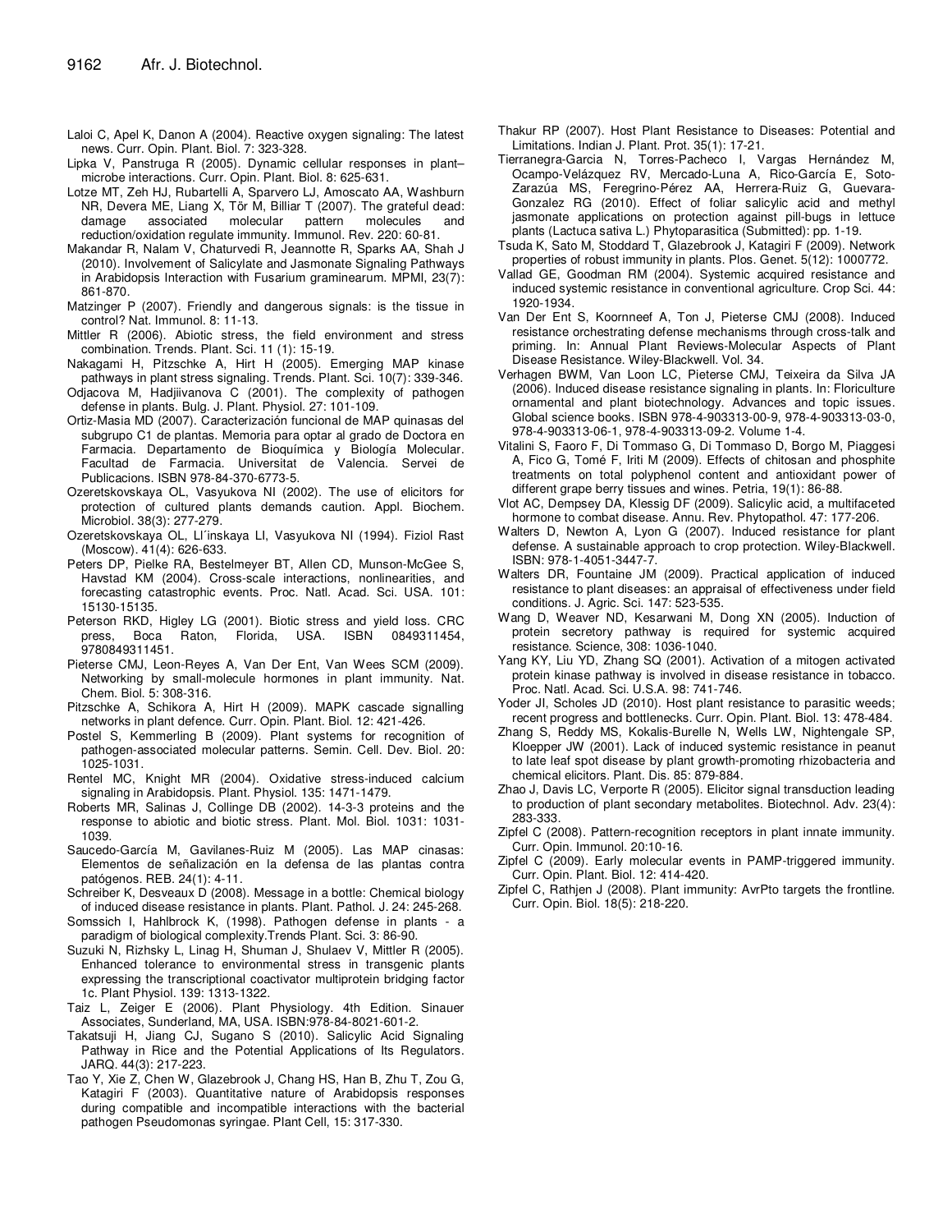Laloi C, Apel K, Danon A (2004). Reactive oxygen signaling: The latest news. Curr. Opin. Plant. Biol. 7: 323-328.

Lipka V, Panstruga R (2005). Dynamic cellular responses in plant–microbe interactions. Curr. Opin. Plant. Biol. 8: 625-631.

Lotze MT, Zeh HJ, Rubartelli A, Sparvero LJ, Amoscato AA, Washburn NR, Devera ME, Liang X, Tör M, Billiar T (2007). The grateful dead: damage associated molecular pattern molecules and reduction/oxidation regulate immunity. Immunol. Rev. 220: 60-81.

Makandar R, Nalam V, Chaturvedi R, Jeannotte R, Sparks AA, Shah J (2010). Involvement of Salicylate and Jasmonate Signaling Pathways in Arabidopsis Interaction with Fusarium graminearum. MPMI, 23(7): 861-870.

Matzinger P (2007). Friendly and dangerous signals: is the tissue in control? Nat. Immunol. 8: 11-13.

Mittler R (2006). Abiotic stress, the field environment and stress combination. Trends. Plant. Sci. 11 (1): 15-19.

Nakagami H, Pitzschke A, Hirt H (2005). Emerging MAP kinase pathways in plant stress signaling. Trends. Plant. Sci. 10(7): 339-346.

Odjacova M, Hadjiivanova C (2001). The complexity of pathogen defense in plants. Bulg. J. Plant. Physiol. 27: 101-109.

Ortiz-Masia MD (2007). Caracterización funcional de MAP quinasas del subgrupo C1 de plantas. Memoria para optar al grado de Doctora en Farmacia. Departamento de Bioquímica y Biología Molecular. Facultad de Farmacia. Universitat de Valencia. Servei de Publicacions. ISBN 978-84-370-6773-5.

Ozeretskovskaya OL, Vasyukova NI (2002). The use of elicitors for protection of cultured plants demands caution. Appl. Biochem. Microbiol. 38(3): 277-279.

Ozeretskovskaya OL, Ll´inskaya LI, Vasyukova NI (1994). Fiziol Rast (Moscow). 41(4): 626-633.

Peters DP, Pielke RA, Bestelmeyer BT, Allen CD, Munson-McGee S, Havstad KM (2004). Cross-scale interactions, nonlinearities, and forecasting catastrophic events. Proc. Natl. Acad. Sci. USA. 101: 15130-15135.

Peterson RKD, Higley LG (2001). Biotic stress and yield loss. CRC press, Boca Raton, Florida, USA. ISBN 0849311454, 9780849311451.

Pieterse CMJ, Leon-Reyes A, Van Der Ent, Van Wees SCM (2009). Networking by small-molecule hormones in plant immunity. Nat. Chem. Biol. 5: 308-316.

Pitzschke A, Schikora A, Hirt H (2009). MAPK cascade signalling networks in plant defence. Curr. Opin. Plant. Biol. 12: 421-426.

Postel S, Kemmerling B (2009). Plant systems for recognition of pathogen-associated molecular patterns. Semin. Cell. Dev. Biol. 20: 1025-1031.

Rentel MC, Knight MR (2004). Oxidative stress-induced calcium signaling in Arabidopsis. Plant. Physiol. 135: 1471-1479.

Roberts MR, Salinas J, Collinge DB (2002). 14-3-3 proteins and the response to abiotic and biotic stress. Plant. Mol. Biol. 1031: 1031-1039.

Saucedo-García M, Gavilanes-Ruiz M (2005). Las MAP cinasas: Elementos de señalización en la defensa de las plantas contra patógenos. REB. 24(1): 4-11.

Schreiber K, Desveaux D (2008). Message in a bottle: Chemical biology of induced disease resistance in plants. Plant. Pathol. J. 24: 245-268.

Somssich I, Hahlbrock K, (1998). Pathogen defense in plants - a paradigm of biological complexity.Trends Plant. Sci. 3: 86-90.

Suzuki N, Rizhsky L, Linag H, Shuman J, Shulaev V, Mittler R (2005). Enhanced tolerance to environmental stress in transgenic plants expressing the transcriptional coactivator multiprotein bridging factor 1c. Plant Physiol. 139: 1313-1322.

Taiz L, Zeiger E (2006). Plant Physiology. 4th Edition. Sinauer Associates, Sunderland, MA, USA. ISBN:978-84-8021-601-2.

Takatsuji H, Jiang CJ, Sugano S (2010). Salicylic Acid Signaling Pathway in Rice and the Potential Applications of Its Regulators. JARQ. 44(3): 217-223.

Tao Y, Xie Z, Chen W, Glazebrook J, Chang HS, Han B, Zhu T, Zou G, Katagiri F (2003). Quantitative nature of Arabidopsis responses during compatible and incompatible interactions with the bacterial pathogen Pseudomonas syringae. Plant Cell, 15: 317-330.

Thakur RP (2007). Host Plant Resistance to Diseases: Potential and Limitations. Indian J. Plant. Prot. 35(1): 17-21.

Tierranegra-Garcia N, Torres-Pacheco I, Vargas Hernández M, Ocampo-Velázquez RV, Mercado-Luna A, Rico-García E, Soto-Zarazúa MS, Feregrino-Pérez AA, Herrera-Ruiz G, Guevara-Gonzalez RG (2010). Effect of foliar salicylic acid and methyl jasmonate applications on protection against pill-bugs in lettuce plants (Lactuca sativa L.) Phytoparasitica (Submitted): pp. 1-19.

Tsuda K, Sato M, Stoddard T, Glazebrook J, Katagiri F (2009). Network properties of robust immunity in plants. Plos. Genet. 5(12): 1000772.

Vallad GE, Goodman RM (2004). Systemic acquired resistance and induced systemic resistance in conventional agriculture. Crop Sci. 44: 1920-1934.

Van Der Ent S, Koornneef A, Ton J, Pieterse CMJ (2008). Induced resistance orchestrating defense mechanisms through cross-talk and priming. In: Annual Plant Reviews-Molecular Aspects of Plant Disease Resistance. Wiley-Blackwell. Vol. 34.

Verhagen BWM, Van Loon LC, Pieterse CMJ, Teixeira da Silva JA (2006). Induced disease resistance signaling in plants. In: Floriculture ornamental and plant biotechnology. Advances and topic issues. Global science books. ISBN 978-4-903313-00-9, 978-4-903313-03-0, 978-4-903313-06-1, 978-4-903313-09-2. Volume 1-4.

Vitalini S, Faoro F, Di Tommaso G, Di Tommaso D, Borgo M, Piaggesi A, Fico G, Tomé F, Iriti M (2009). Effects of chitosan and phosphite treatments on total polyphenol content and antioxidant power of different grape berry tissues and wines. Petria, 19(1): 86-88.

Vlot AC, Dempsey DA, Klessig DF (2009). Salicylic acid, a multifaceted hormone to combat disease. Annu. Rev. Phytopathol. 47: 177-206.

Walters D, Newton A, Lyon G (2007). Induced resistance for plant defense. A sustainable approach to crop protection. Wiley-Blackwell. ISBN: 978-1-4051-3447-7.

Walters DR, Fountaine JM (2009). Practical application of induced resistance to plant diseases: an appraisal of effectiveness under field conditions. J. Agric. Sci. 147: 523-535.

Wang D, Weaver ND, Kesarwani M, Dong XN (2005). Induction of protein secretory pathway is required for systemic acquired resistance. Science, 308: 1036-1040.

Yang KY, Liu YD, Zhang SQ (2001). Activation of a mitogen activated protein kinase pathway is involved in disease resistance in tobacco. Proc. Natl. Acad. Sci. U.S.A. 98: 741-746.

Yoder JI, Scholes JD (2010). Host plant resistance to parasitic weeds; recent progress and bottlenecks. Curr. Opin. Plant. Biol. 13: 478-484.

Zhang S, Reddy MS, Kokalis-Burelle N, Wells LW, Nightengale SP, Kloepper JW (2001). Lack of induced systemic resistance in peanut to late leaf spot disease by plant growth-promoting rhizobacteria and chemical elicitors. Plant. Dis. 85: 879-884.

Zhao J, Davis LC, Verporte R (2005). Elicitor signal transduction leading to production of plant secondary metabolites. Biotechnol. Adv. 23(4): 283-333.

Zipfel C (2008). Pattern-recognition receptors in plant innate immunity. Curr. Opin. Immunol. 20:10-16.

Zipfel C (2009). Early molecular events in PAMP-triggered immunity. Curr. Opin. Plant. Biol. 12: 414-420.

Zipfel C, Rathjen J (2008). Plant immunity: AvrPto targets the frontline. Curr. Opin. Biol. 18(5): 218-220.